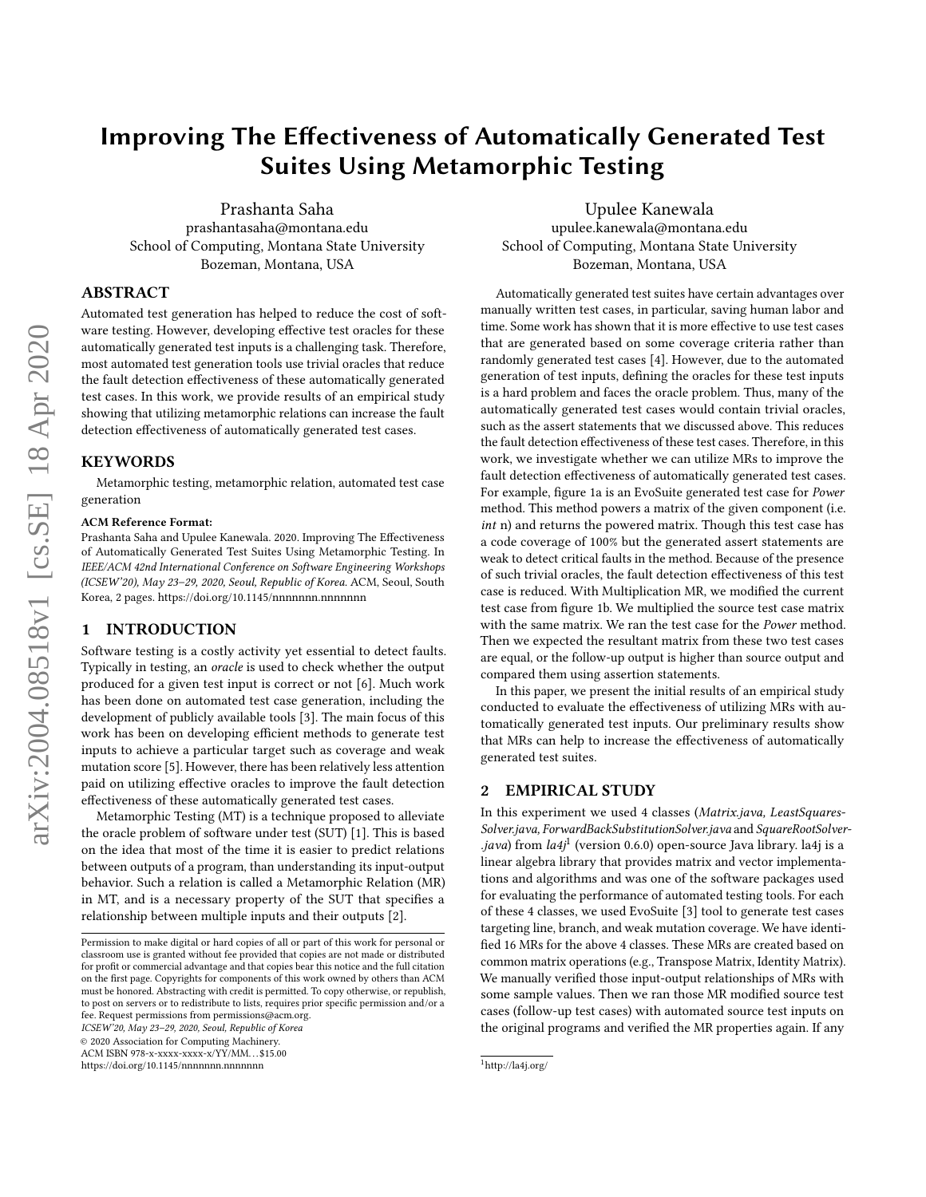# Improving The Effectiveness of Automatically Generated Test Suites Using Metamorphic Testing

Prashanta Saha
prashantasaha@montana.edu
School of Computing, Montana State University
Bozeman, Montana, USA

Upulee Kanewala
upulee.kanewala@montana.edu
School of Computing, Montana State University
Bozeman, Montana, USA

## ABSTRACT

Automated test generation has helped to reduce the cost of software testing. However, developing effective test oracles for these automatically generated test inputs is a challenging task. Therefore, most automated test generation tools use trivial oracles that reduce the fault detection effectiveness of these automatically generated test cases. In this work, we provide results of an empirical study showing that utilizing metamorphic relations can increase the fault detection effectiveness of automatically generated test cases.

## KEYWORDS

Metamorphic testing, metamorphic relation, automated test case generation

**ACM Reference Format:**

Prashanta Saha and Upulee Kanewala. 2020. Improving The Effectiveness of Automatically Generated Test Suites Using Metamorphic Testing. In *IEEE/ACM 42nd International Conference on Software Engineering Workshops (ICSEW'20), May 23–29, 2020, Seoul, Republic of Korea.* ACM, Seoul, South Korea, 2 pages. https://doi.org/10.1145/nnnnnnn.nnnnnnn

## 1 INTRODUCTION

Software testing is a costly activity yet essential to detect faults. Typically in testing, an *oracle* is used to check whether the output produced for a given test input is correct or not [6]. Much work has been done on automated test case generation, including the development of publicly available tools [3]. The main focus of this work has been on developing efficient methods to generate test inputs to achieve a particular target such as coverage and weak mutation score [5]. However, there has been relatively less attention paid on utilizing effective oracles to improve the fault detection effectiveness of these automatically generated test cases.

Metamorphic Testing (MT) is a technique proposed to alleviate the oracle problem of software under test (SUT) [1]. This is based on the idea that most of the time it is easier to predict relations between outputs of a program, than understanding its input-output behavior. Such a relation is called a Metamorphic Relation (MR) in MT, and is a necessary property of the SUT that specifies a relationship between multiple inputs and their outputs [2].

Automatically generated test suites have certain advantages over manually written test cases, in particular, saving human labor and time. Some work has shown that it is more effective to use test cases that are generated based on some coverage criteria rather than randomly generated test cases [4]. However, due to the automated generation of test inputs, defining the oracles for these test inputs is a hard problem and faces the oracle problem. Thus, many of the automatically generated test cases would contain trivial oracles, such as the assert statements that we discussed above. This reduces the fault detection effectiveness of these test cases. Therefore, in this work, we investigate whether we can utilize MRs to improve the fault detection effectiveness of automatically generated test cases. For example, figure 1a is an EvoSuite generated test case for *Power* method. This method powers a matrix of the given component (i.e. *int* n) and returns the powered matrix. Though this test case has a code coverage of 100% but the generated assert statements are weak to detect critical faults in the method. Because of the presence of such trivial oracles, the fault detection effectiveness of this test case is reduced. With Multiplication MR, we modified the current test case from figure 1b. We multiplied the source test case matrix with the same matrix. We ran the test case for the *Power* method. Then we expected the resultant matrix from these two test cases are equal, or the follow-up output is higher than source output and compared them using assertion statements.

In this paper, we present the initial results of an empirical study conducted to evaluate the effectiveness of utilizing MRs with automatically generated test inputs. Our preliminary results show that MRs can help to increase the effectiveness of automatically generated test suites.

## 2 EMPIRICAL STUDY

In this experiment we used 4 classes (*Matrix.java, LeastSquaresSolver.java, ForwardBackSubstitutionSolver.java* and *SquareRootSolver.java*) from *la4j*[1] (version 0.6.0) open-source Java library. la4j is a linear algebra library that provides matrix and vector implementations and algorithms and was one of the software packages used for evaluating the performance of automated testing tools. For each of these 4 classes, we used EvoSuite [3] tool to generate test cases targeting line, branch, and weak mutation coverage. We have identified 16 MRs for the above 4 classes. These MRs are created based on common matrix operations (e.g., Transpose Matrix, Identity Matrix). We manually verified those input-output relationships of MRs with some sample values. Then we ran those MR modified source test cases (follow-up test cases) with automated source test inputs on the original programs and verified the MR properties again. If any

[1] http://la4j.org/

Permission to make digital or hard copies of all or part of this work for personal or classroom use is granted without fee provided that copies are not made or distributed for profit or commercial advantage and that copies bear this notice and the full citation on the first page. Copyrights for components of this work owned by others than ACM must be honored. Abstracting with credit is permitted. To copy otherwise, or republish, to post on servers or to redistribute to lists, requires prior specific permission and/or a fee. Request permissions from permissions@acm.org.
ICSEW'20, May 23–29, 2020, Seoul, Republic of Korea
© 2020 Association for Computing Machinery.
ACM ISBN 978-x-xxxx-xxxx-x/YY/MM...$15.00
https://doi.org/10.1145/nnnnnnn.nnnnnnn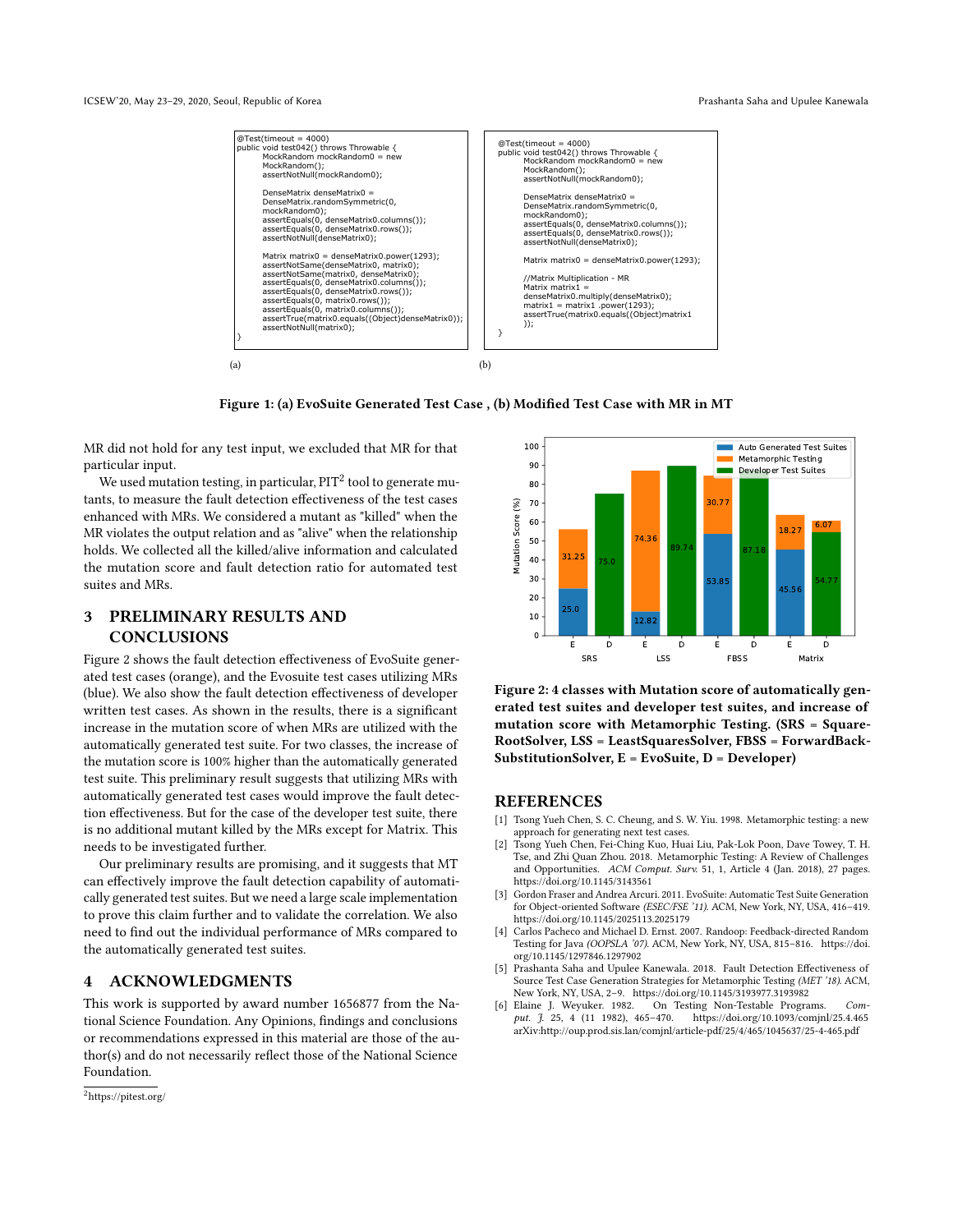```
@Test(timeout = 4000)
public void test042() throws Throwable {
        MockRandom mockRandom0 = new
        MockRandom();
        assertNotNull(mockRandom0);

        DenseMatrix denseMatrix0 =
        DenseMatrix.randomSymmetric(0,
        mockRandom0);
        assertEquals(0, denseMatrix0.columns());
        assertEquals(0, denseMatrix0.rows());
        assertNotNull(denseMatrix0);

        Matrix matrix0 = denseMatrix0.power(1293);
        assertNotSame(denseMatrix0, matrix0);
        assertNotSame(matrix0, denseMatrix0);
        assertEquals(0, denseMatrix0.columns());
        assertEquals(0, denseMatrix0.rows());
        assertEquals(0, matrix0.rows());
        assertEquals(0, matrix0.columns());
        assertTrue(matrix0.equals((Object)denseMatrix0));
        assertNotNull(matrix0);
}
```

(a)

```
@Test(timeout = 4000)
public void test042() throws Throwable {
        MockRandom mockRandom0 = new
        MockRandom();
        assertNotNull(mockRandom0);

        DenseMatrix denseMatrix0 =
        DenseMatrix.randomSymmetric(0,
        mockRandom0);
        assertEquals(0, denseMatrix0.columns());
        assertEquals(0, denseMatrix0.rows());
        assertNotNull(denseMatrix0);

        Matrix matrix0 = denseMatrix0.power(1293);

        //Matrix Multiplication - MR
        Matrix matrix1 =
        denseMatrix0.multiply(denseMatrix0);
        matrix1 = matrix1 .power(1293);
        assertTrue(matrix0.equals((Object)matrix1
        ));
}
```

(b)

**Figure 1: (a) EvoSuite Generated Test Case , (b) Modified Test Case with MR in MT**

MR did not hold for any test input, we excluded that MR for that particular input.

We used mutation testing, in particular, PIT[2] tool to generate mutants, to measure the fault detection effectiveness of the test cases enhanced with MRs. We considered a mutant as "killed" when the MR violates the output relation and as "alive" when the relationship holds. We collected all the killed/alive information and calculated the mutation score and fault detection ratio for automated test suites and MRs.

## 3 PRELIMINARY RESULTS AND CONCLUSIONS

Figure 2 shows the fault detection effectiveness of EvoSuite generated test cases (orange), and the Evosuite test cases utilizing MRs (blue). We also show the fault detection effectiveness of developer written test cases. As shown in the results, there is a significant increase in the mutation score of when MRs are utilized with the automatically generated test suite. For two classes, the increase of the mutation score is 100% higher than the automatically generated test suite. This preliminary result suggests that utilizing MRs with automatically generated test cases would improve the fault detection effectiveness. But for the case of the developer test suite, there is no additional mutant killed by the MRs except for Matrix. This needs to be investigated further.

Our preliminary results are promising, and it suggests that MT can effectively improve the fault detection capability of automatically generated test suites. But we need a large scale implementation to prove this claim further and to validate the correlation. We also need to find out the individual performance of MRs compared to the automatically generated test suites.

## 4 ACKNOWLEDGMENTS

This work is supported by award number 1656877 from the National Science Foundation. Any Opinions, findings and conclusions or recommendations expressed in this material are those of the author(s) and do not necessarily reflect those of the National Science Foundation.

[2] https://pitest.org/

Auto Generated Test Suites
Metamorphic Testing
Developer Test Suites

Mutation Score (%)

100
90
80
70
60
50
40
30
20
10
0

31.25
25.0
75.0
74.36
12.82
89.74
30.77
53.85
87.18
18.27
45.56
6.07
54.77

E D E D E D E D

SRS LSS FBSS Matrix

**Figure 2: 4 classes with Mutation score of automatically generated test suites and developer test suites, and increase of mutation score with Metamorphic Testing. (SRS = SquareRootSolver, LSS = LeastSquaresSolver, FBSS = ForwardBackSubstitutionSolver, E = EvoSuite, D = Developer)**

## REFERENCES

[1] Tsong Yueh Chen, S. C. Cheung, and S. W. Yiu. 1998. Metamorphic testing: a new approach for generating next test cases.

[2] Tsong Yueh Chen, Fei-Ching Kuo, Huai Liu, Pak-Lok Poon, Dave Towey, T. H. Tse, and Zhi Quan Zhou. 2018. Metamorphic Testing: A Review of Challenges and Opportunities. *ACM Comput. Surv.* 51, 1, Article 4 (Jan. 2018), 27 pages. https://doi.org/10.1145/3143561

[3] Gordon Fraser and Andrea Arcuri. 2011. EvoSuite: Automatic Test Suite Generation for Object-oriented Software *(ESEC/FSE '11)*. ACM, New York, NY, USA, 416–419. https://doi.org/10.1145/2025113.2025179

[4] Carlos Pacheco and Michael D. Ernst. 2007. Randoop: Feedback-directed Random Testing for Java *(OOPSLA '07)*. ACM, New York, NY, USA, 815–816. https://doi.org/10.1145/1297846.1297902

[5] Prashanta Saha and Upulee Kanewala. 2018. Fault Detection Effectiveness of Source Test Case Generation Strategies for Metamorphic Testing *(MET '18)*. ACM, New York, NY, USA, 2–9. https://doi.org/10.1145/3193977.3193982

[6] Elaine J. Weyuker. 1982. On Testing Non-Testable Programs. *Comput. J.* 25, 4 (11 1982), 465–470. https://doi.org/10.1093/comjnl/25.4.465 arXiv:http://oup.prod.sis.lan/comjnl/article-pdf/25/4/465/1045637/25-4-465.pdf